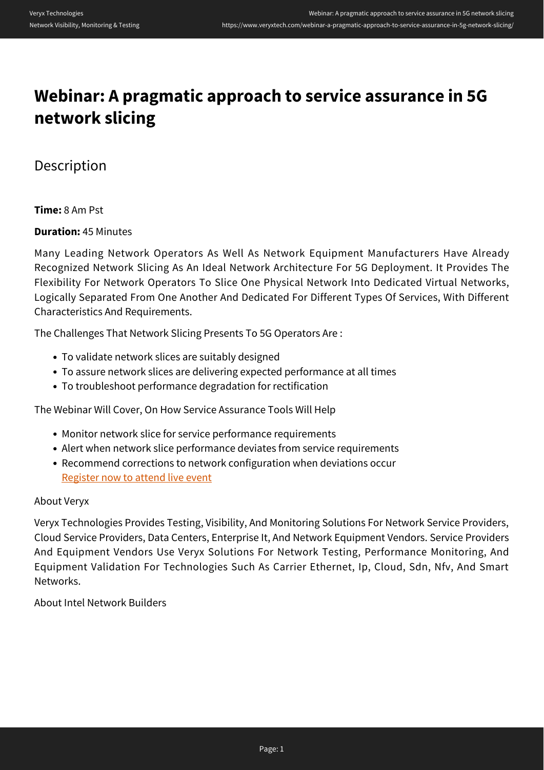# Webinar: A pragmatic approach to service assurance in 5G network slicing

## Description

**Time:** 8 Am Pst

**Duration:** 45 Minutes

Many Leading Network Operators As Well As Network Equipment Manufacturers Have Already Recognized Network Slicing As An Ideal Network Architecture For 5G Deployment. It Provides The Flexibility For Network Operators To Slice One Physical Network Into Dedicated Virtual Networks, Logically Separated From One Another And Dedicated For Different Types Of Services, With Different Characteristics And Requirements.

The Challenges That Network Slicing Presents To 5G Operators Are :

- To validate network slices are suitably designed
- To assure network slices are delivering expected performance at all times
- To troubleshoot performance degradation for rectification

The Webinar Will Cover, On How Service Assurance Tools Will Help

- Monitor network slice for service performance requirements
- Alert when network slice performance deviates from service requirements
- Recommend corrections to network configuration when deviations occur
  Register now to attend live event

About Veryx

Veryx Technologies Provides Testing, Visibility, And Monitoring Solutions For Network Service Providers, Cloud Service Providers, Data Centers, Enterprise It, And Network Equipment Vendors. Service Providers And Equipment Vendors Use Veryx Solutions For Network Testing, Performance Monitoring, And Equipment Validation For Technologies Such As Carrier Ethernet, Ip, Cloud, Sdn, Nfv, And Smart Networks.

About Intel Network Builders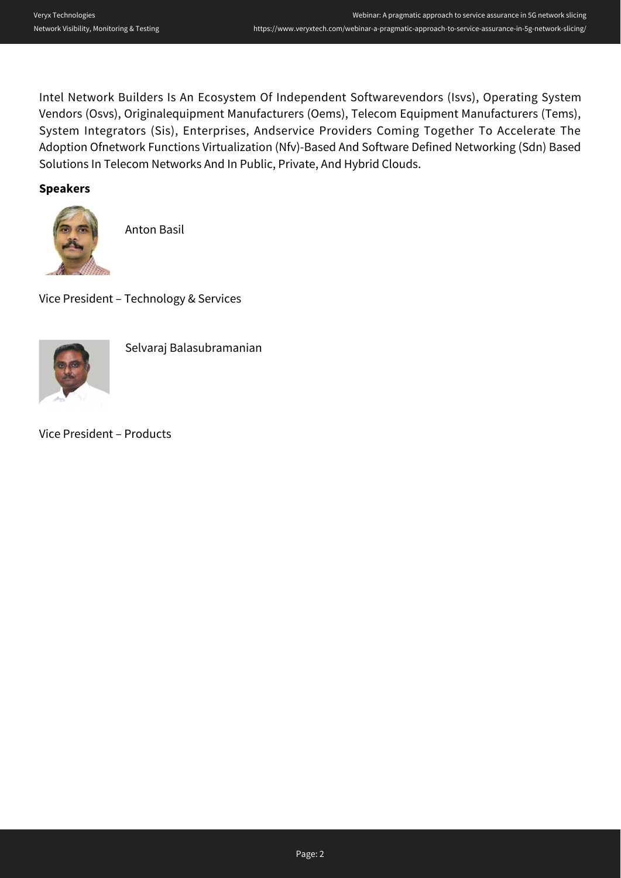Intel Network Builders Is An Ecosystem Of Independent Softwarevendors (Isvs), Operating System Vendors (Osvs), Originalequipment Manufacturers (Oems), Telecom Equipment Manufacturers (Tems), System Integrators (Sis), Enterprises, Andservice Providers Coming Together To Accelerate The Adoption Ofnetwork Functions Virtualization (Nfv)-Based And Software Defined Networking (Sdn) Based Solutions In Telecom Networks And In Public, Private, And Hybrid Clouds.

**Speakers**

Anton Basil

Vice President – Technology & Services

Selvaraj Balasubramanian

Vice President – Products